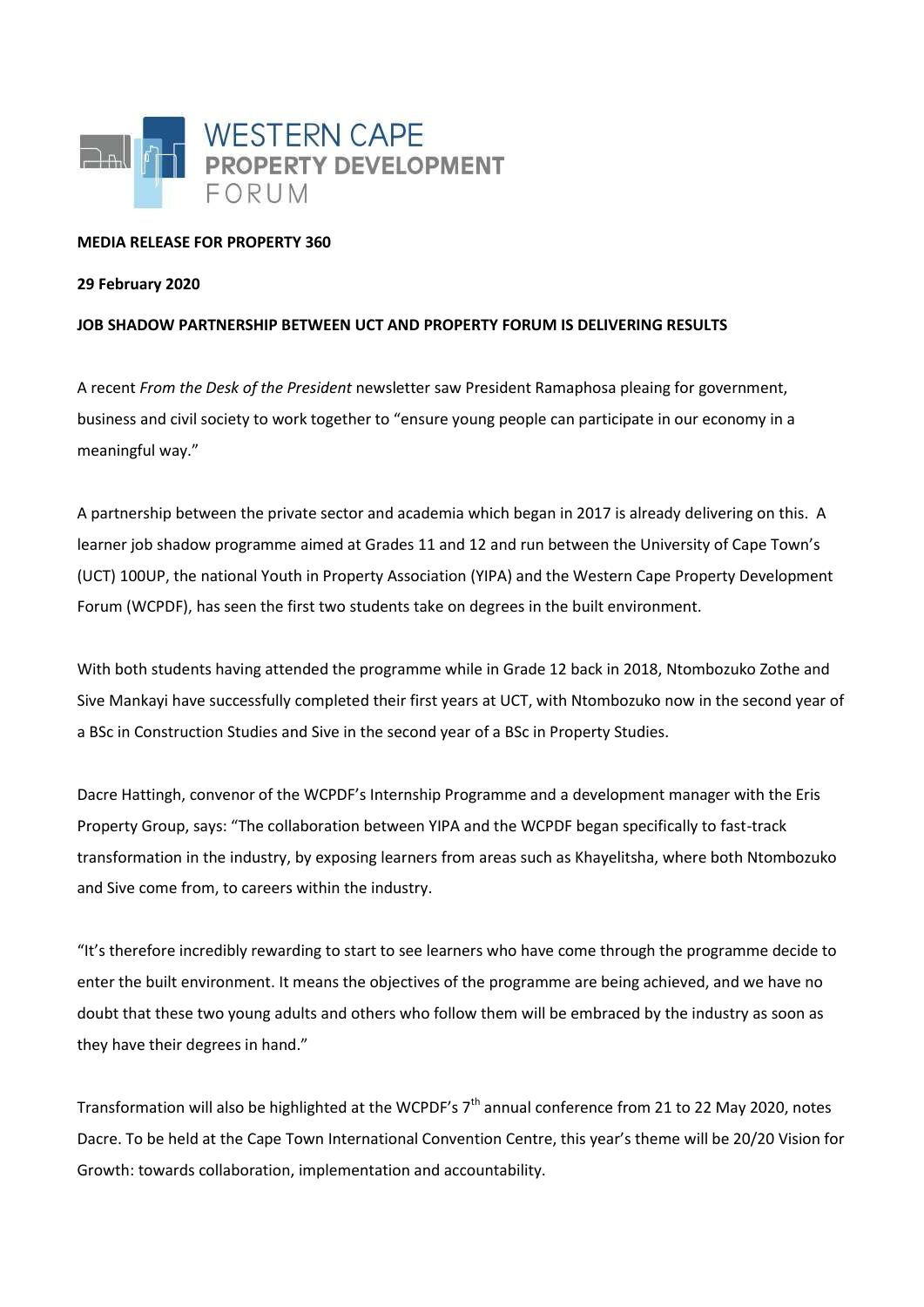WESTERN CAPE
PROPERTY DEVELOPMENT
FORUM

**MEDIA RELEASE FOR PROPERTY 360**

**29 February 2020**

**JOB SHADOW PARTNERSHIP BETWEEN UCT AND PROPERTY FORUM IS DELIVERING RESULTS**

A recent *From the Desk of the President* newsletter saw President Ramaphosa pleaing for government, business and civil society to work together to "ensure young people can participate in our economy in a meaningful way."

A partnership between the private sector and academia which began in 2017 is already delivering on this. A learner job shadow programme aimed at Grades 11 and 12 and run between the University of Cape Town's (UCT) 100UP, the national Youth in Property Association (YIPA) and the Western Cape Property Development Forum (WCPDF), has seen the first two students take on degrees in the built environment.

With both students having attended the programme while in Grade 12 back in 2018, Ntombozuko Zothe and Sive Mankayi have successfully completed their first years at UCT, with Ntombozuko now in the second year of a BSc in Construction Studies and Sive in the second year of a BSc in Property Studies.

Dacre Hattingh, convenor of the WCPDF's Internship Programme and a development manager with the Eris Property Group, says: "The collaboration between YIPA and the WCPDF began specifically to fast-track transformation in the industry, by exposing learners from areas such as Khayelitsha, where both Ntombozuko and Sive come from, to careers within the industry.

"It's therefore incredibly rewarding to start to see learners who have come through the programme decide to enter the built environment. It means the objectives of the programme are being achieved, and we have no doubt that these two young adults and others who follow them will be embraced by the industry as soon as they have their degrees in hand."

Transformation will also be highlighted at the WCPDF's 7th annual conference from 21 to 22 May 2020, notes Dacre. To be held at the Cape Town International Convention Centre, this year's theme will be 20/20 Vision for Growth: towards collaboration, implementation and accountability.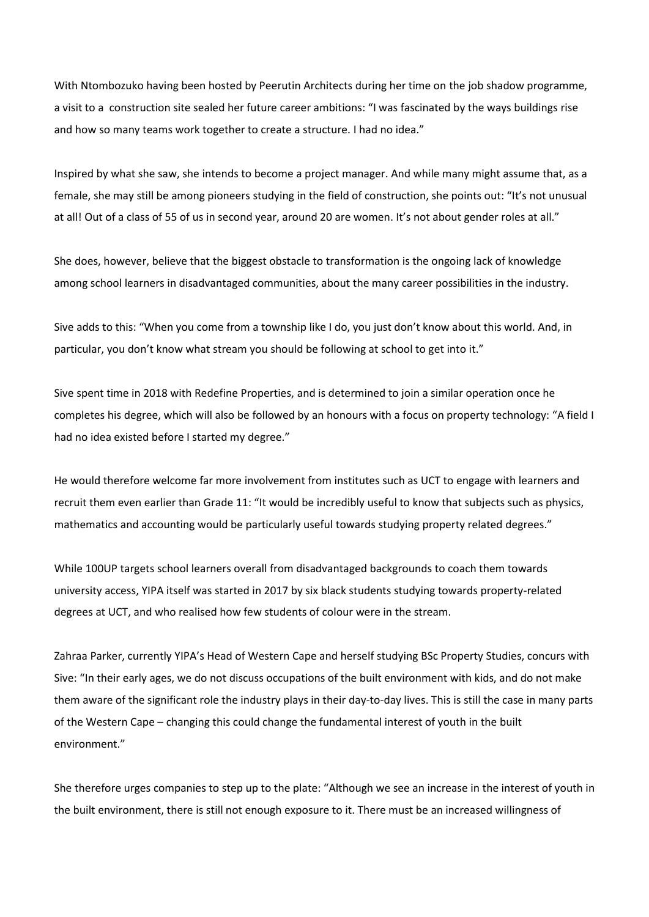With Ntombozuko having been hosted by Peerutin Architects during her time on the job shadow programme, a visit to a construction site sealed her future career ambitions: "I was fascinated by the ways buildings rise and how so many teams work together to create a structure. I had no idea."

Inspired by what she saw, she intends to become a project manager. And while many might assume that, as a female, she may still be among pioneers studying in the field of construction, she points out: "It's not unusual at all! Out of a class of 55 of us in second year, around 20 are women. It's not about gender roles at all."

She does, however, believe that the biggest obstacle to transformation is the ongoing lack of knowledge among school learners in disadvantaged communities, about the many career possibilities in the industry.

Sive adds to this: "When you come from a township like I do, you just don't know about this world. And, in particular, you don't know what stream you should be following at school to get into it."

Sive spent time in 2018 with Redefine Properties, and is determined to join a similar operation once he completes his degree, which will also be followed by an honours with a focus on property technology: "A field I had no idea existed before I started my degree."

He would therefore welcome far more involvement from institutes such as UCT to engage with learners and recruit them even earlier than Grade 11: "It would be incredibly useful to know that subjects such as physics, mathematics and accounting would be particularly useful towards studying property related degrees."

While 100UP targets school learners overall from disadvantaged backgrounds to coach them towards university access, YIPA itself was started in 2017 by six black students studying towards property-related degrees at UCT, and who realised how few students of colour were in the stream.

Zahraa Parker, currently YIPA's Head of Western Cape and herself studying BSc Property Studies, concurs with Sive: "In their early ages, we do not discuss occupations of the built environment with kids, and do not make them aware of the significant role the industry plays in their day-to-day lives. This is still the case in many parts of the Western Cape – changing this could change the fundamental interest of youth in the built environment."

She therefore urges companies to step up to the plate: "Although we see an increase in the interest of youth in the built environment, there is still not enough exposure to it. There must be an increased willingness of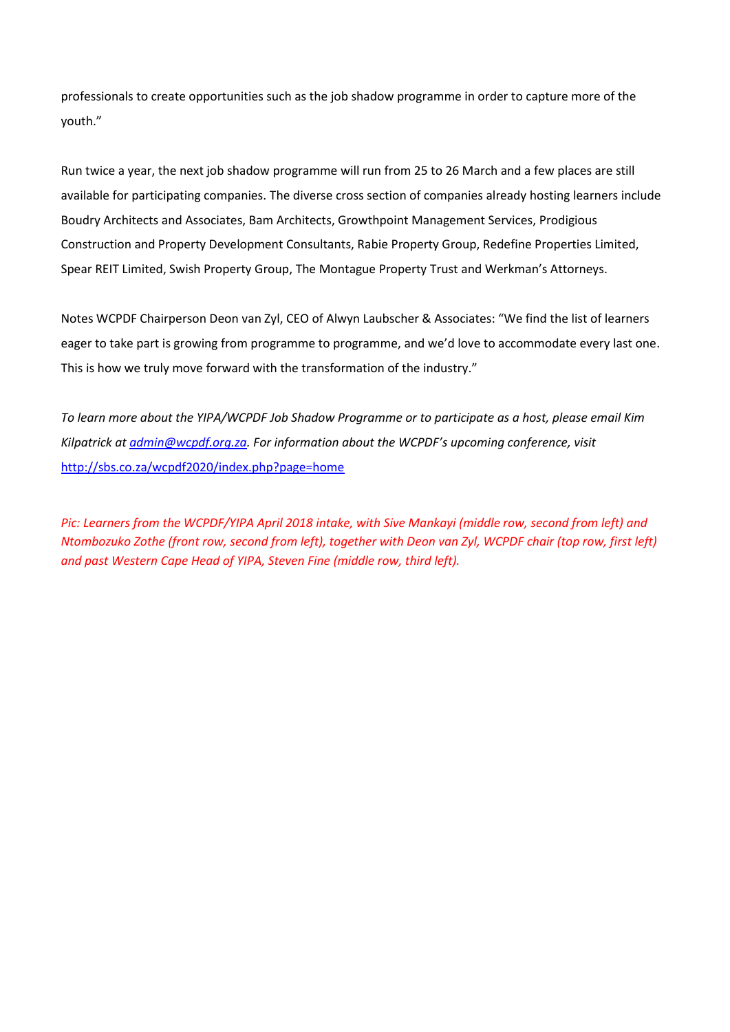professionals to create opportunities such as the job shadow programme in order to capture more of the youth."

Run twice a year, the next job shadow programme will run from 25 to 26 March and a few places are still available for participating companies. The diverse cross section of companies already hosting learners include Boudry Architects and Associates, Bam Architects, Growthpoint Management Services, Prodigious Construction and Property Development Consultants, Rabie Property Group, Redefine Properties Limited, Spear REIT Limited, Swish Property Group, The Montague Property Trust and Werkman's Attorneys.

Notes WCPDF Chairperson Deon van Zyl, CEO of Alwyn Laubscher & Associates: "We find the list of learners eager to take part is growing from programme to programme, and we'd love to accommodate every last one. This is how we truly move forward with the transformation of the industry."

*To learn more about the YIPA/WCPDF Job Shadow Programme or to participate as a host, please email Kim Kilpatrick at [admin@wcpdf.org.za](mailto:admin@wcpdf.org.za). For information about the WCPDF's upcoming conference, visit* [http://sbs.co.za/wcpdf2020/index.php?page=home](http://sbs.co.za/wcpdf2020/index.php?page=home)

*Pic: Learners from the WCPDF/YIPA April 2018 intake, with Sive Mankayi (middle row, second from left) and Ntombozuko Zothe (front row, second from left), together with Deon van Zyl, WCPDF chair (top row, first left) and past Western Cape Head of YIPA, Steven Fine (middle row, third left).*